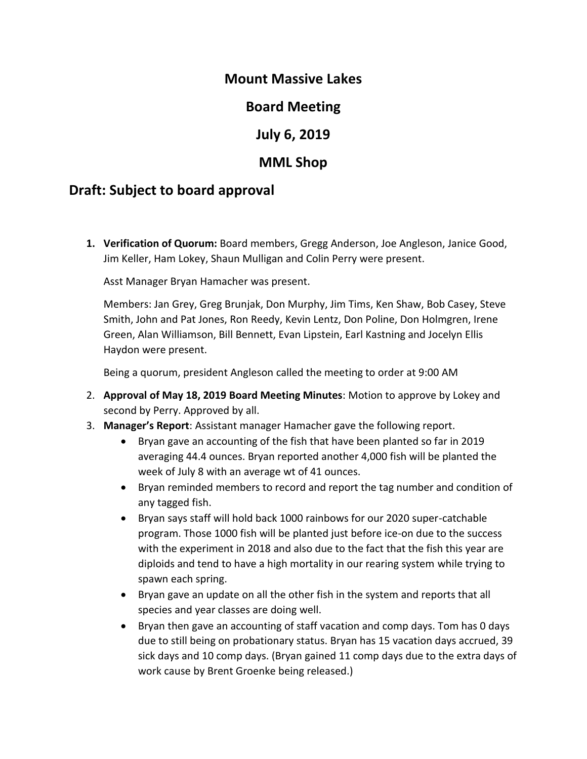# Mount Massive Lakes

# Board Meeting

# July 6, 2019

# MML Shop

## Draft: Subject to board approval

1. **Verification of Quorum:** Board members, Gregg Anderson, Joe Angleson, Janice Good, Jim Keller, Ham Lokey, Shaun Mulligan and Colin Perry were present.

   Asst Manager Bryan Hamacher was present.

   Members: Jan Grey, Greg Brunjak, Don Murphy, Jim Tims, Ken Shaw, Bob Casey, Steve Smith, John and Pat Jones, Ron Reedy, Kevin Lentz, Don Poline, Don Holmgren, Irene Green, Alan Williamson, Bill Bennett, Evan Lipstein, Earl Kastning and Jocelyn Ellis Haydon were present.

   Being a quorum, president Angleson called the meeting to order at 9:00 AM

2. **Approval of May 18, 2019 Board Meeting Minutes**: Motion to approve by Lokey and second by Perry. Approved by all.
3. **Manager's Report**: Assistant manager Hamacher gave the following report.
   - Bryan gave an accounting of the fish that have been planted so far in 2019 averaging 44.4 ounces. Bryan reported another 4,000 fish will be planted the week of July 8 with an average wt of 41 ounces.
   - Bryan reminded members to record and report the tag number and condition of any tagged fish.
   - Bryan says staff will hold back 1000 rainbows for our 2020 super-catchable program. Those 1000 fish will be planted just before ice-on due to the success with the experiment in 2018 and also due to the fact that the fish this year are diploids and tend to have a high mortality in our rearing system while trying to spawn each spring.
   - Bryan gave an update on all the other fish in the system and reports that all species and year classes are doing well.
   - Bryan then gave an accounting of staff vacation and comp days. Tom has 0 days due to still being on probationary status. Bryan has 15 vacation days accrued, 39 sick days and 10 comp days. (Bryan gained 11 comp days due to the extra days of work cause by Brent Groenke being released.)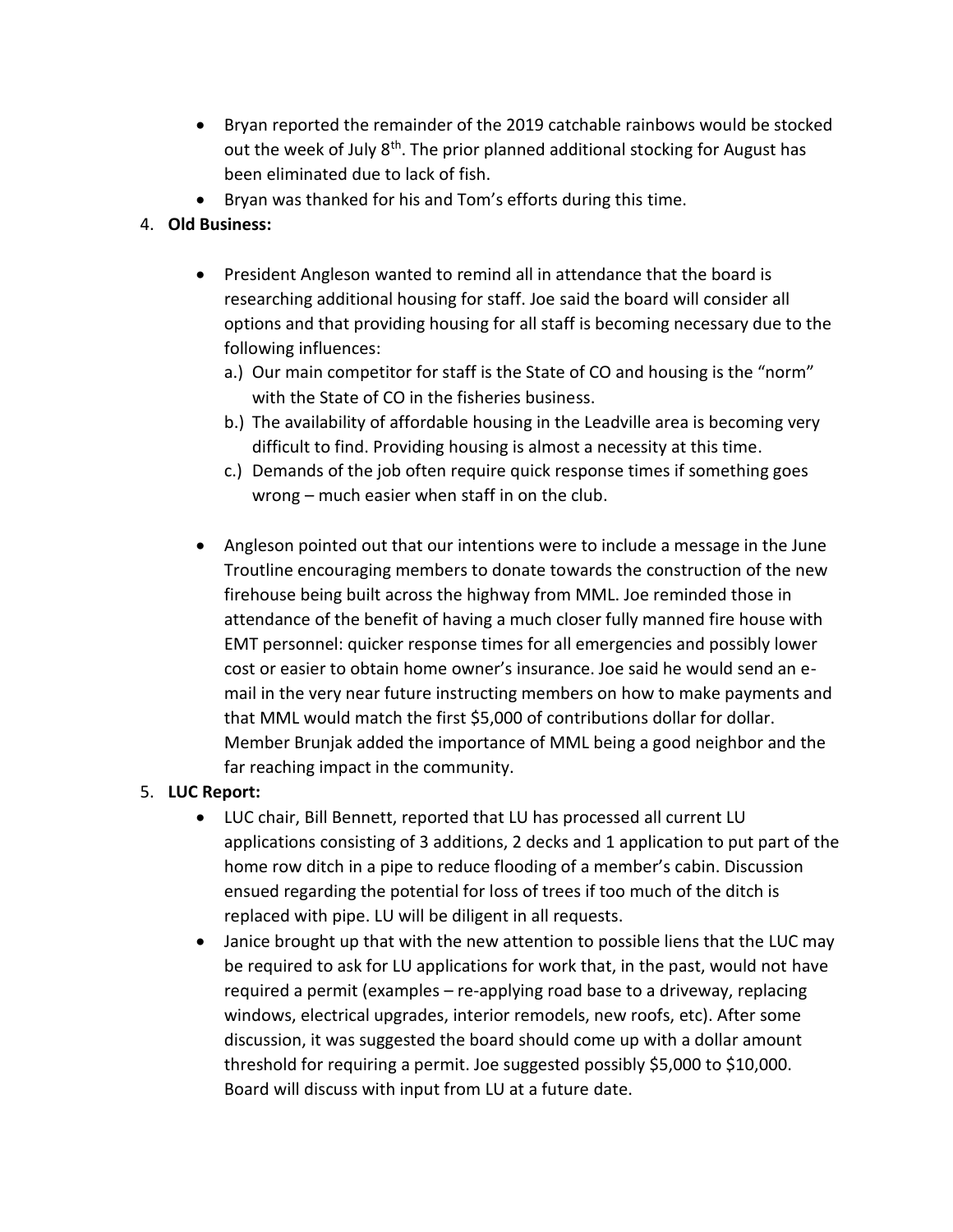- Bryan reported the remainder of the 2019 catchable rainbows would be stocked out the week of July 8th. The prior planned additional stocking for August has been eliminated due to lack of fish.
- Bryan was thanked for his and Tom's efforts during this time.

4. **Old Business:**

   - President Angleson wanted to remind all in attendance that the board is researching additional housing for staff. Joe said the board will consider all options and that providing housing for all staff is becoming necessary due to the following influences:
     a.) Our main competitor for staff is the State of CO and housing is the "norm" with the State of CO in the fisheries business.
     b.) The availability of affordable housing in the Leadville area is becoming very difficult to find. Providing housing is almost a necessity at this time.
     c.) Demands of the job often require quick response times if something goes wrong – much easier when staff in on the club.

   - Angleson pointed out that our intentions were to include a message in the June Troutline encouraging members to donate towards the construction of the new firehouse being built across the highway from MML. Joe reminded those in attendance of the benefit of having a much closer fully manned fire house with EMT personnel: quicker response times for all emergencies and possibly lower cost or easier to obtain home owner's insurance. Joe said he would send an e-mail in the very near future instructing members on how to make payments and that MML would match the first $5,000 of contributions dollar for dollar. Member Brunjak added the importance of MML being a good neighbor and the far reaching impact in the community.

5. **LUC Report:**
   - LUC chair, Bill Bennett, reported that LU has processed all current LU applications consisting of 3 additions, 2 decks and 1 application to put part of the home row ditch in a pipe to reduce flooding of a member's cabin. Discussion ensued regarding the potential for loss of trees if too much of the ditch is replaced with pipe. LU will be diligent in all requests.
   - Janice brought up that with the new attention to possible liens that the LUC may be required to ask for LU applications for work that, in the past, would not have required a permit (examples – re-applying road base to a driveway, replacing windows, electrical upgrades, interior remodels, new roofs, etc). After some discussion, it was suggested the board should come up with a dollar amount threshold for requiring a permit. Joe suggested possibly $5,000 to $10,000. Board will discuss with input from LU at a future date.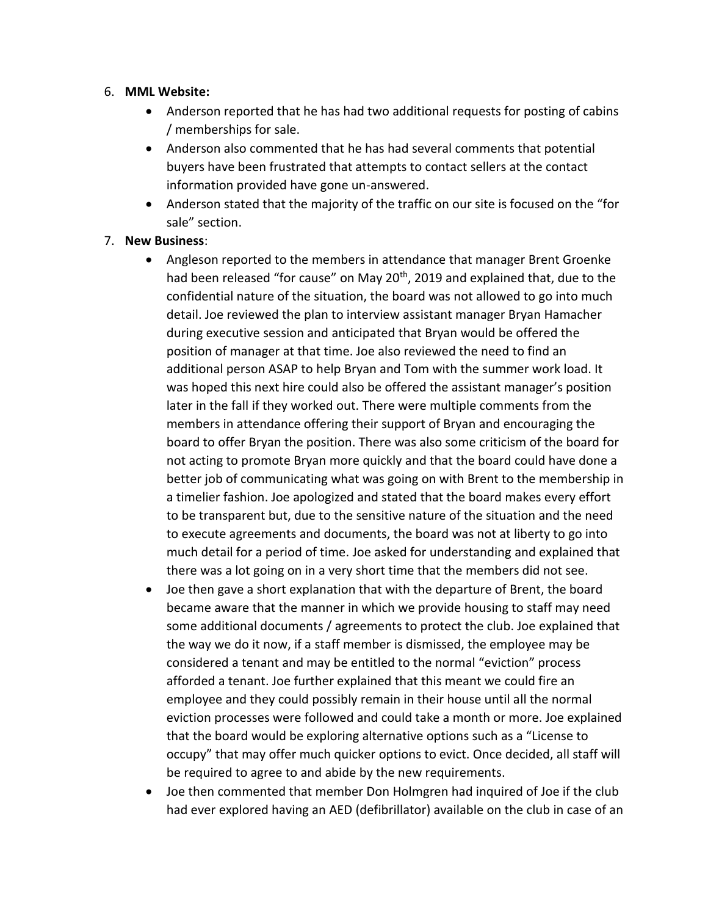6. **MML Website:**
    - Anderson reported that he has had two additional requests for posting of cabins / memberships for sale.
    - Anderson also commented that he has had several comments that potential buyers have been frustrated that attempts to contact sellers at the contact information provided have gone un-answered.
    - Anderson stated that the majority of the traffic on our site is focused on the "for sale" section.
7. **New Business**:
    - Angleson reported to the members in attendance that manager Brent Groenke had been released "for cause" on May 20th, 2019 and explained that, due to the confidential nature of the situation, the board was not allowed to go into much detail. Joe reviewed the plan to interview assistant manager Bryan Hamacher during executive session and anticipated that Bryan would be offered the position of manager at that time. Joe also reviewed the need to find an additional person ASAP to help Bryan and Tom with the summer work load. It was hoped this next hire could also be offered the assistant manager's position later in the fall if they worked out. There were multiple comments from the members in attendance offering their support of Bryan and encouraging the board to offer Bryan the position. There was also some criticism of the board for not acting to promote Bryan more quickly and that the board could have done a better job of communicating what was going on with Brent to the membership in a timelier fashion. Joe apologized and stated that the board makes every effort to be transparent but, due to the sensitive nature of the situation and the need to execute agreements and documents, the board was not at liberty to go into much detail for a period of time. Joe asked for understanding and explained that there was a lot going on in a very short time that the members did not see.
    - Joe then gave a short explanation that with the departure of Brent, the board became aware that the manner in which we provide housing to staff may need some additional documents / agreements to protect the club. Joe explained that the way we do it now, if a staff member is dismissed, the employee may be considered a tenant and may be entitled to the normal "eviction" process afforded a tenant. Joe further explained that this meant we could fire an employee and they could possibly remain in their house until all the normal eviction processes were followed and could take a month or more. Joe explained that the board would be exploring alternative options such as a "License to occupy" that may offer much quicker options to evict. Once decided, all staff will be required to agree to and abide by the new requirements.
    - Joe then commented that member Don Holmgren had inquired of Joe if the club had ever explored having an AED (defibrillator) available on the club in case of an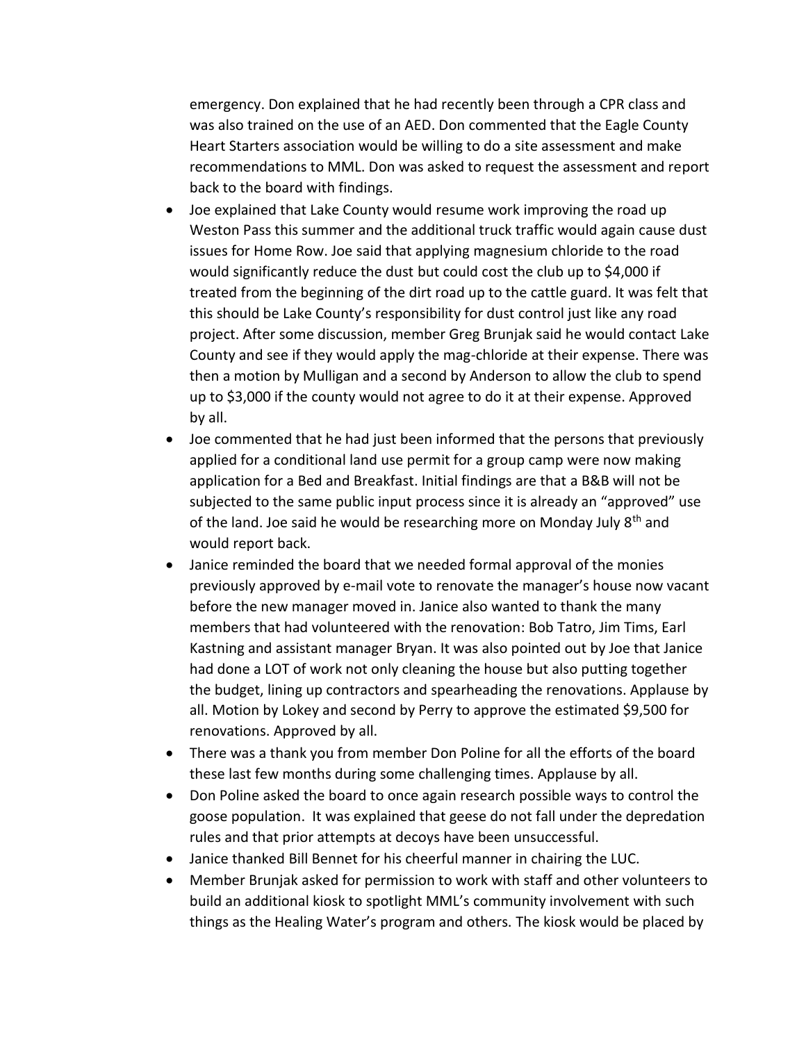emergency. Don explained that he had recently been through a CPR class and was also trained on the use of an AED. Don commented that the Eagle County Heart Starters association would be willing to do a site assessment and make recommendations to MML. Don was asked to request the assessment and report back to the board with findings.

- Joe explained that Lake County would resume work improving the road up Weston Pass this summer and the additional truck traffic would again cause dust issues for Home Row. Joe said that applying magnesium chloride to the road would significantly reduce the dust but could cost the club up to $4,000 if treated from the beginning of the dirt road up to the cattle guard. It was felt that this should be Lake County's responsibility for dust control just like any road project. After some discussion, member Greg Brunjak said he would contact Lake County and see if they would apply the mag-chloride at their expense. There was then a motion by Mulligan and a second by Anderson to allow the club to spend up to $3,000 if the county would not agree to do it at their expense. Approved by all.
- Joe commented that he had just been informed that the persons that previously applied for a conditional land use permit for a group camp were now making application for a Bed and Breakfast. Initial findings are that a B&B will not be subjected to the same public input process since it is already an "approved" use of the land. Joe said he would be researching more on Monday July 8th and would report back.
- Janice reminded the board that we needed formal approval of the monies previously approved by e-mail vote to renovate the manager's house now vacant before the new manager moved in. Janice also wanted to thank the many members that had volunteered with the renovation: Bob Tatro, Jim Tims, Earl Kastning and assistant manager Bryan. It was also pointed out by Joe that Janice had done a LOT of work not only cleaning the house but also putting together the budget, lining up contractors and spearheading the renovations. Applause by all. Motion by Lokey and second by Perry to approve the estimated $9,500 for renovations. Approved by all.
- There was a thank you from member Don Poline for all the efforts of the board these last few months during some challenging times. Applause by all.
- Don Poline asked the board to once again research possible ways to control the goose population. It was explained that geese do not fall under the depredation rules and that prior attempts at decoys have been unsuccessful.
- Janice thanked Bill Bennet for his cheerful manner in chairing the LUC.
- Member Brunjak asked for permission to work with staff and other volunteers to build an additional kiosk to spotlight MML's community involvement with such things as the Healing Water's program and others. The kiosk would be placed by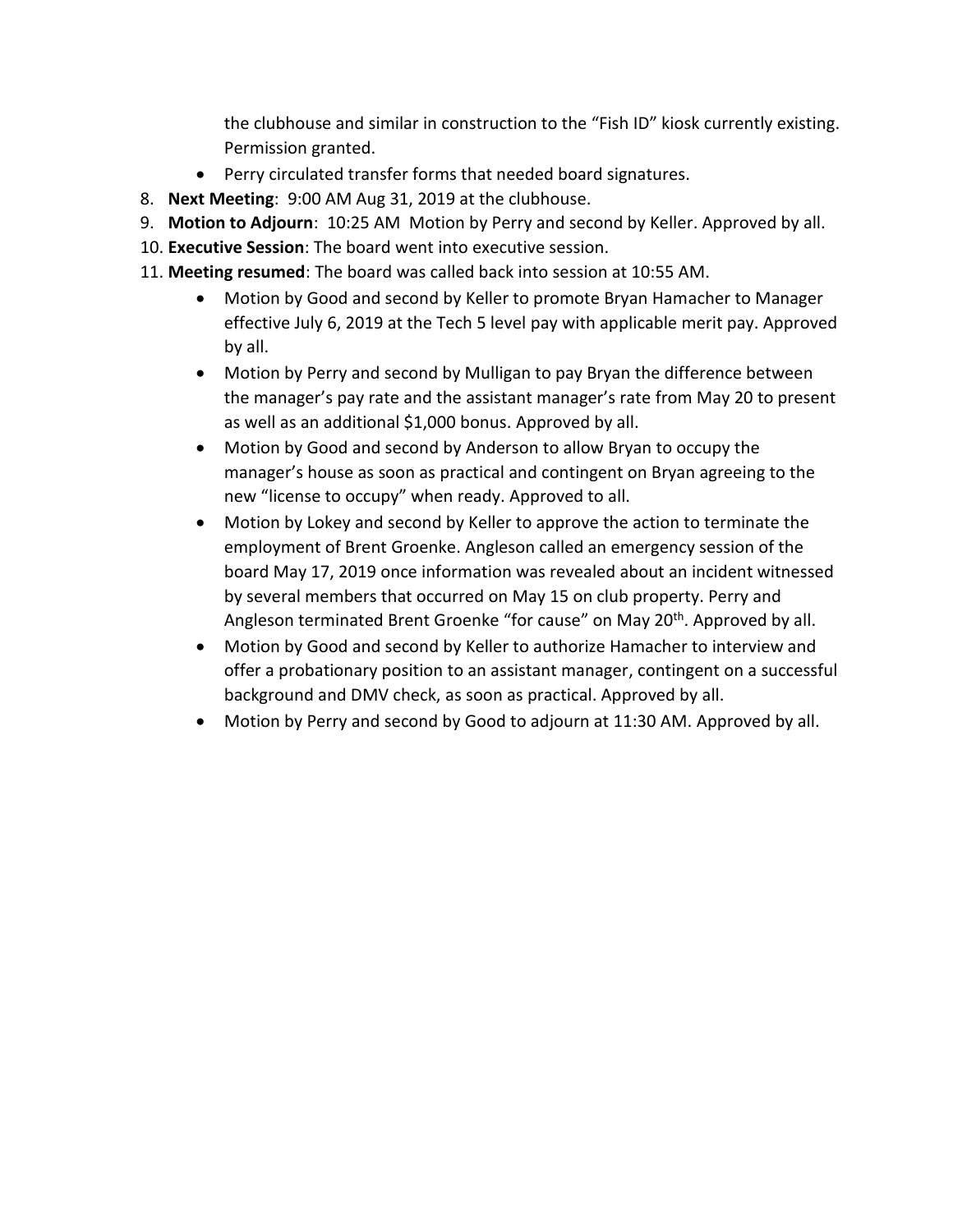the clubhouse and similar in construction to the "Fish ID" kiosk currently existing. Permission granted.

- Perry circulated transfer forms that needed board signatures.

8. **Next Meeting**: 9:00 AM Aug 31, 2019 at the clubhouse.
9. **Motion to Adjourn**: 10:25 AM Motion by Perry and second by Keller. Approved by all.
10. **Executive Session**: The board went into executive session.
11. **Meeting resumed**: The board was called back into session at 10:55 AM.
    - Motion by Good and second by Keller to promote Bryan Hamacher to Manager effective July 6, 2019 at the Tech 5 level pay with applicable merit pay. Approved by all.
    - Motion by Perry and second by Mulligan to pay Bryan the difference between the manager's pay rate and the assistant manager's rate from May 20 to present as well as an additional $1,000 bonus. Approved by all.
    - Motion by Good and second by Anderson to allow Bryan to occupy the manager's house as soon as practical and contingent on Bryan agreeing to the new "license to occupy" when ready. Approved to all.
    - Motion by Lokey and second by Keller to approve the action to terminate the employment of Brent Groenke. Angleson called an emergency session of the board May 17, 2019 once information was revealed about an incident witnessed by several members that occurred on May 15 on club property. Perry and Angleson terminated Brent Groenke "for cause" on May 20th. Approved by all.
    - Motion by Good and second by Keller to authorize Hamacher to interview and offer a probationary position to an assistant manager, contingent on a successful background and DMV check, as soon as practical. Approved by all.
    - Motion by Perry and second by Good to adjourn at 11:30 AM. Approved by all.